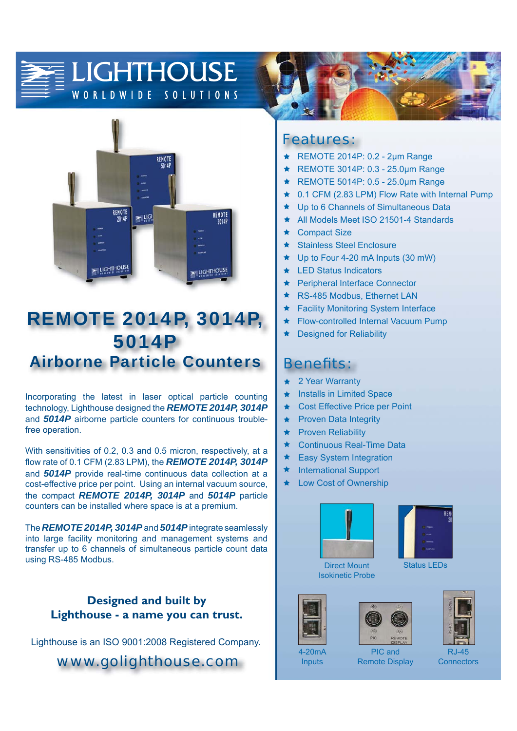# LIGHTHOUSE

WORLDWIDE SOLUTIONS

# REMOTE 2014P, 3014P, 5014P

## Airborne Particle Counters

Incorporating the latest in laser optical particle counting technology, Lighthouse designed the ***REMOTE 2014P, 3014P*** and ***5014P*** airborne particle counters for continuous trouble-free operation.

With sensitivities of 0.2, 0.3 and 0.5 micron, respectively, at a flow rate of 0.1 CFM (2.83 LPM), the ***REMOTE 2014P, 3014P*** and ***5014P*** provide real-time continuous data collection at a cost-effective price per point. Using an internal vacuum source, the compact ***REMOTE 2014P, 3014P*** and ***5014P*** particle counters can be installed where space is at a premium.

The ***REMOTE 2014P, 3014P*** and ***5014P*** integrate seamlessly into large facility monitoring and management systems and transfer up to 6 channels of simultaneous particle count data using RS-485 Modbus.

**Designed and built by Lighthouse - a name you can trust.**

Lighthouse is an ISO 9001:2008 Registered Company.

www.golighthouse.com

## Features:

- REMOTE 2014P: 0.2 - 2µm Range
- REMOTE 3014P: 0.3 - 25.0µm Range
- REMOTE 5014P: 0.5 - 25.0µm Range
- 0.1 CFM (2.83 LPM) Flow Rate with Internal Pump
- Up to 6 Channels of Simultaneous Data
- All Models Meet ISO 21501-4 Standards
- Compact Size
- Stainless Steel Enclosure
- Up to Four 4-20 mA Inputs (30 mW)
- LED Status Indicators
- Peripheral Interface Connector
- RS-485 Modbus, Ethernet LAN
- Facility Monitoring System Interface
- Flow-controlled Internal Vacuum Pump
- Designed for Reliability

## Benefits:

- 2 Year Warranty
- Installs in Limited Space
- Cost Effective Price per Point
- Proven Data Integrity
- Proven Reliability
- Continuous Real-Time Data
- Easy System Integration
- International Support
- Low Cost of Ownership

Direct Mount Isokinetic Probe

Status LEDs

4-20mA Inputs

PIC and Remote Display

RJ-45 Connectors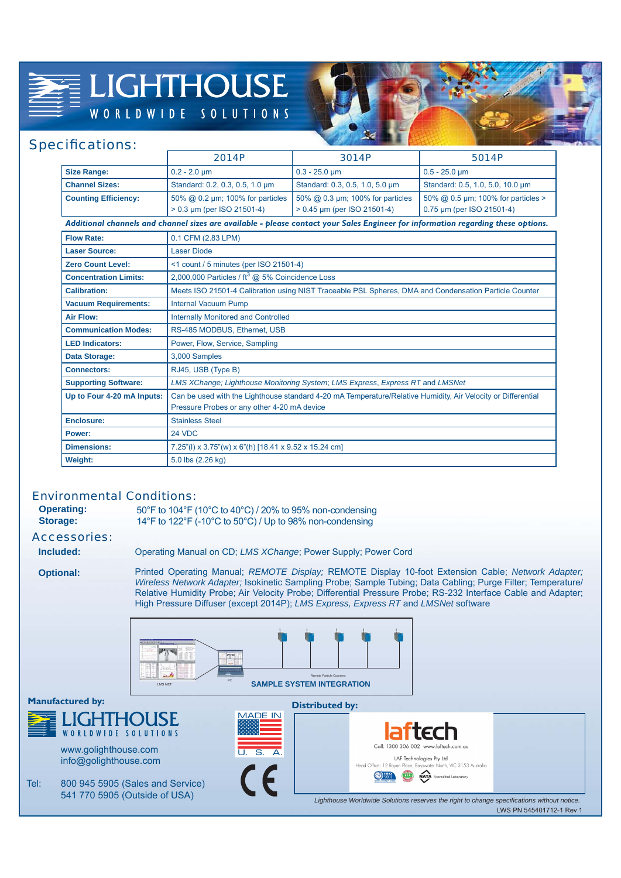# LIGHTHOUSE WORLDWIDE SOLUTIONS

## Specifications:

| | 2014P | 3014P | 5014P |
|---|---|---|---|
| **Size Range:** | 0.2 - 2.0 µm | 0.3 - 25.0 µm | 0.5 - 25.0 µm |
| **Channel Sizes:** | Standard: 0.2, 0.3, 0.5, 1.0 µm | Standard: 0.3, 0.5, 1.0, 5.0 µm | Standard: 0.5, 1.0, 5.0, 10.0 µm |
| **Counting Efficiency:** | 50% @ 0.2 µm; 100% for particles > 0.3 µm (per ISO 21501-4) | 50% @ 0.3 µm; 100% for particles > 0.45 µm (per ISO 21501-4) | 50% @ 0.5 µm; 100% for particles > 0.75 µm (per ISO 21501-4) |

***Additional channels and channel sizes are available - please contact your Sales Engineer for information regarding these options.***

| | |
|---|---|
| **Flow Rate:** | 0.1 CFM (2.83 LPM) |
| **Laser Source:** | Laser Diode |
| **Zero Count Level:** | <1 count / 5 minutes (per ISO 21501-4) |
| **Concentration Limits:** | 2,000,000 Particles / $ft^3$ @ 5% Coincidence Loss |
| **Calibration:** | Meets ISO 21501-4 Calibration using NIST Traceable PSL Spheres, DMA and Condensation Particle Counter |
| **Vacuum Requirements:** | Internal Vacuum Pump |
| **Air Flow:** | Internally Monitored and Controlled |
| **Communication Modes:** | RS-485 MODBUS, Ethernet, USB |
| **LED Indicators:** | Power, Flow, Service, Sampling |
| **Data Storage:** | 3,000 Samples |
| **Connectors:** | RJ45, USB (Type B) |
| **Supporting Software:** | *LMS XChange; Lighthouse Monitoring System*; *LMS Express, Express RT* and *LMSNet* |
| **Up to Four 4-20 mA Inputs:** | Can be used with the Lighthouse standard 4-20 mA Temperature/Relative Humidity, Air Velocity or Differential Pressure Probes or any other 4-20 mA device |
| **Enclosure:** | Stainless Steel |
| **Power:** | 24 VDC |
| **Dimensions:** | 7.25"(l) x 3.75"(w) x 6"(h) [18.41 x 9.52 x 15.24 cm] |
| **Weight:** | 5.0 lbs (2.26 kg) |

## Environmental Conditions:

**Operating:** 50°F to 104°F (10°C to 40°C) / 20% to 95% non-condensing

**Storage:** 14°F to 122°F (-10°C to 50°C) / Up to 98% non-condensing

## Accessories:

**Included:** Operating Manual on CD; *LMS XChange*; Power Supply; Power Cord

**Optional:** Printed Operating Manual; *REMOTE Display;* REMOTE Display 10-foot Extension Cable; *Network Adapter; Wireless Network Adapter;* Isokinetic Sampling Probe; Sample Tubing; Data Cabling; Purge Filter; Temperature/ Relative Humidity Probe; Air Velocity Probe; Differential Pressure Probe; RS-232 Interface Cable and Adapter; High Pressure Diffuser (except 2014P); *LMS Express, Express RT* and *LMSNet* software

LMS NET
PC
Remote Particle Counters
SAMPLE SYSTEM INTEGRATION

**Manufactured by:**

LIGHTHOUSE WORLDWIDE SOLUTIONS

www.golighthouse.com
info@golighthouse.com

Tel: 800 945 5905 (Sales and Service)
541 770 5905 (Outside of USA)

MADE IN U. S. A.

CE

**Distributed by:**

laftech
Call: 1300 306 002 www.laftech.com.au
LAF Technologies Pty Ltd
Head Office: 12 Royan Place, Bayswater North, VIC 3153 Australia
NATA Accredited Laboratory

*Lighthouse Worldwide Solutions reserves the right to change specifications without notice.*

LWS PN 545401712-1 Rev 1